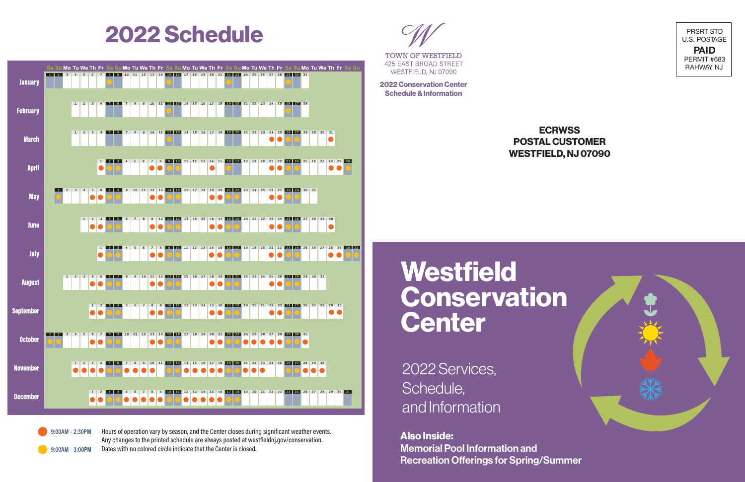# 2022 Schedule

| Month | 9:00AM – 2:30PM | 9:00AM – 3:00PM |
| --- | --- | --- |
| January | | 8, 15, 22, 29 |
| February | | 12, 26 |
| March | 24, 25, 31 | 12, 26, 27 |
| April | 1, 7, 8, 14, 21, 22, 28, 29 | 2, 3, 9, 10, 16, 23, 24, 30 |
| May | 5, 6, 12, 13, 19, 20, 26, 27 | 1, 7, 8, 14, 15, 21, 22, 28, 29 |
| June | 2, 3, 9, 10, 16, 17, 23, 24, 30 | 4, 5, 11, 12, 18, 19, 25, 26 |
| July | 1, 7, 8, 14, 15, 21, 22, 28, 29 | 2, 3, 9, 10, 16, 17, 23, 24, 30, 31 |
| August | 4, 5, 11, 12, 18, 19, 25, 26 | 6, 7, 13, 14, 20, 21, 27, 28 |
| September | 1, 2, 8, 9, 15, 16, 22, 23, 29, 30 | 3, 4, 10, 11, 17, 18, 24, 25 |
| October | 6, 7, 13, 14, 20, 21, 24, 25, 26, 27, 28, 31 | 1, 2, 8, 9, 15, 16, 22, 23, 29, 30 |
| November | 1, 2, 3, 4, 7, 8, 9, 10, 14, 15, 16, 17, 18, 21, 22, 23, 28, 29, 30 | 5, 6, 12, 13, 19, 20, 26, 27 |
| December | 1, 2, 5, 6, 7, 8, 9, 12, 13, 14, 15, 16 | 3, 4, 10, 11, 17, 18 |

● (orange) 9:00AM – 2:30PM

● (yellow) 9:00AM – 3:00PM

Hours of operation vary by season, and the Center closes during significant weather events. Any changes to the printed schedule are always posted at westfieldnj.gov/conservation. Dates with no colored circle indicate that the Center is closed.

TOWN OF WESTFIELD
425 EAST BROAD STREET
WESTFIELD, NJ 07090

**2022 Conservation Center Schedule & Information**

PRSRT STD
U.S. POSTAGE
**PAID**
PERMIT #683
RAHWAY, NJ

**ECRWSS**
**POSTAL CUSTOMER**
**WESTFIELD, NJ 07090**

# Westfield Conservation Center

2022 Services, Schedule, and Information

**Also Inside:**
**Memorial Pool Information and Recreation Offerings for Spring/Summer**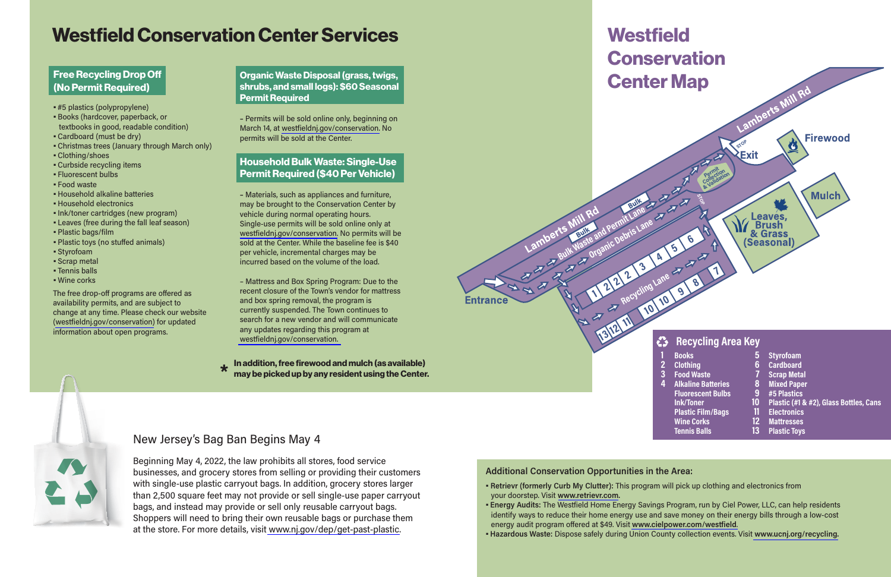# Westfield Conservation Center Services

## Free Recycling Drop Off (No Permit Required)

- #5 plastics (polypropylene)
- Books (hardcover, paperback, or textbooks in good, readable condition)
- Cardboard (must be dry)
- Christmas trees (January through March only)
- Clothing/shoes
- Curbside recycling items
- Fluorescent bulbs
- Food waste
- Household alkaline batteries
- Household electronics
- Ink/toner cartridges (new program)
- Leaves (free during the fall leaf season)
- Plastic bags/film
- Plastic toys (no stuffed animals)
- Styrofoam
- Scrap metal
- Tennis balls
- Wine corks

The free drop-off programs are offered as availability permits, and are subject to change at any time. Please check our website (westfieldnj.gov/conservation) for updated information about open programs.

## Organic Waste Disposal (grass, twigs, shrubs, and small logs): $60 Seasonal Permit Required

– Permits will be sold online only, beginning on March 14, at westfieldnj.gov/conservation. No permits will be sold at the Center.

## Household Bulk Waste: Single-Use Permit Required ($40 Per Vehicle)

– Materials, such as appliances and furniture, may be brought to the Conservation Center by vehicle during normal operating hours. Single-use permits will be sold online only at westfieldnj.gov/conservation. No permits will be sold at the Center. While the baseline fee is $40 per vehicle, incremental charges may be incurred based on the volume of the load.

– Mattress and Box Spring Program: Due to the recent closure of the Town's vendor for mattress and box spring removal, the program is currently suspended. The Town continues to search for a new vendor and will communicate any updates regarding this program at westfieldnj.gov/conservation.

**\* In addition, free firewood and mulch (as available) may be picked up by any resident using the Center.**

# Westfield Conservation Center Map

Lamberts Mill Rd
Firewood
Exit
STOP
Permit Collection & Validation
Mulch
Leaves, Brush & Grass (Seasonal)
Lamberts Mill Rd
Bulk
Bulk
Bulk Waste and Permit Lane
Organic Debris Lane
STOP
Entrance
Recycling Lane
1 2 2 2 3 4 5 6
7 8 9 10 10 11 12 13

### Recycling Area Key

| | | | |
|---|---|---|---|
| 1 | Books | 5 | Styrofoam |
| 2 | Clothing | 6 | Cardboard |
| 3 | Food Waste | 7 | Scrap Metal |
| 4 | Alkaline Batteries | 8 | Mixed Paper |
| | Fluorescent Bulbs | 9 | #5 Plastics |
| | Ink/Toner | 10 | Plastic (#1 & #2), Glass Bottles, Cans |
| | Plastic Film/Bags | 11 | Electronics |
| | Wine Corks | 12 | Mattresses |
| | Tennis Balls | 13 | Plastic Toys |

## New Jersey's Bag Ban Begins May 4

Beginning May 4, 2022, the law prohibits all stores, food service businesses, and grocery stores from selling or providing their customers with single-use plastic carryout bags. In addition, grocery stores larger than 2,500 square feet may not provide or sell single-use paper carryout bags, and instead may provide or sell only reusable carryout bags. Shoppers will need to bring their own reusable bags or purchase them at the store. For more details, visit www.nj.gov/dep/get-past-plastic.

### Additional Conservation Opportunities in the Area:

- **Retrievr (formerly Curb My Clutter):** This program will pick up clothing and electronics from your doorstep. Visit **www.retrievr.com.**
- **Energy Audits:** The Westfield Home Energy Savings Program, run by Ciel Power, LLC, can help residents identify ways to reduce their home energy use and save money on their energy bills through a low-cost energy audit program offered at $49. Visit **www.cielpower.com/westfield**.
- **Hazardous Waste:** Dispose safely during Union County collection events. Visit **www.ucnj.org/recycling.**